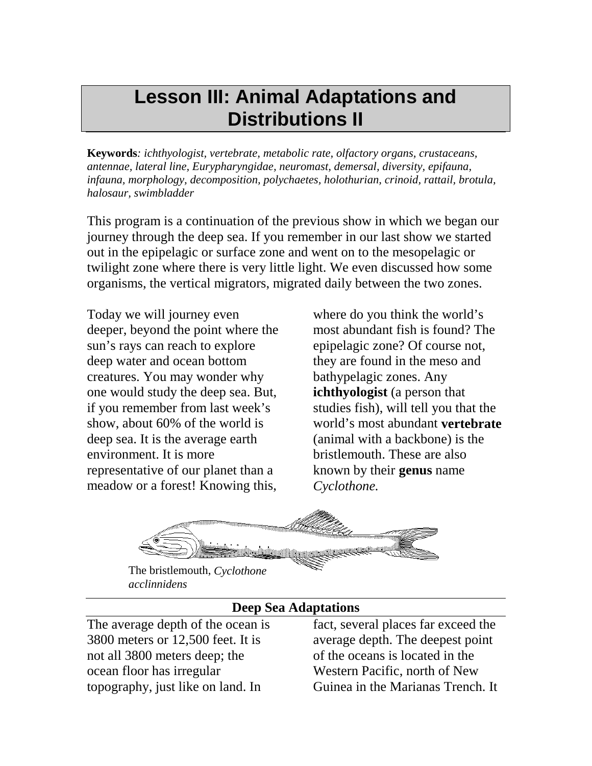# Lesson III: Animal Adaptations and Distributions II

**Keywords**: *ichthyologist, vertebrate, metabolic rate, olfactory organs, crustaceans, antennae, lateral line, Eurypharyngidae, neuromast, demersal, diversity, epifauna, infauna, morphology, decomposition, polychaetes, holothurian, crinoid, rattail, brotula, halosaur, swimbladder*

This program is a continuation of the previous show in which we began our journey through the deep sea. If you remember in our last show we started out in the epipelagic or surface zone and went on to the mesopelagic or twilight zone where there is very little light. We even discussed how some organisms, the vertical migrators, migrated daily between the two zones.

Today we will journey even deeper, beyond the point where the sun's rays can reach to explore deep water and ocean bottom creatures. You may wonder why one would study the deep sea. But, if you remember from last week's show, about 60% of the world is deep sea. It is the average earth environment. It is more representative of our planet than a meadow or a forest! Knowing this, where do you think the world's most abundant fish is found? The epipelagic zone? Of course not, they are found in the meso and bathypelagic zones. Any **ichthyologist** (a person that studies fish), will tell you that the world's most abundant **vertebrate** (animal with a backbone) is the bristlemouth. These are also known by their **genus** name *Cyclothone.*

The bristlemouth, *Cyclothone acclinnidens*

## Deep Sea Adaptations

The average depth of the ocean is 3800 meters or 12,500 feet. It is not all 3800 meters deep; the ocean floor has irregular topography, just like on land. In fact, several places far exceed the average depth. The deepest point of the oceans is located in the Western Pacific, north of New Guinea in the Marianas Trench. It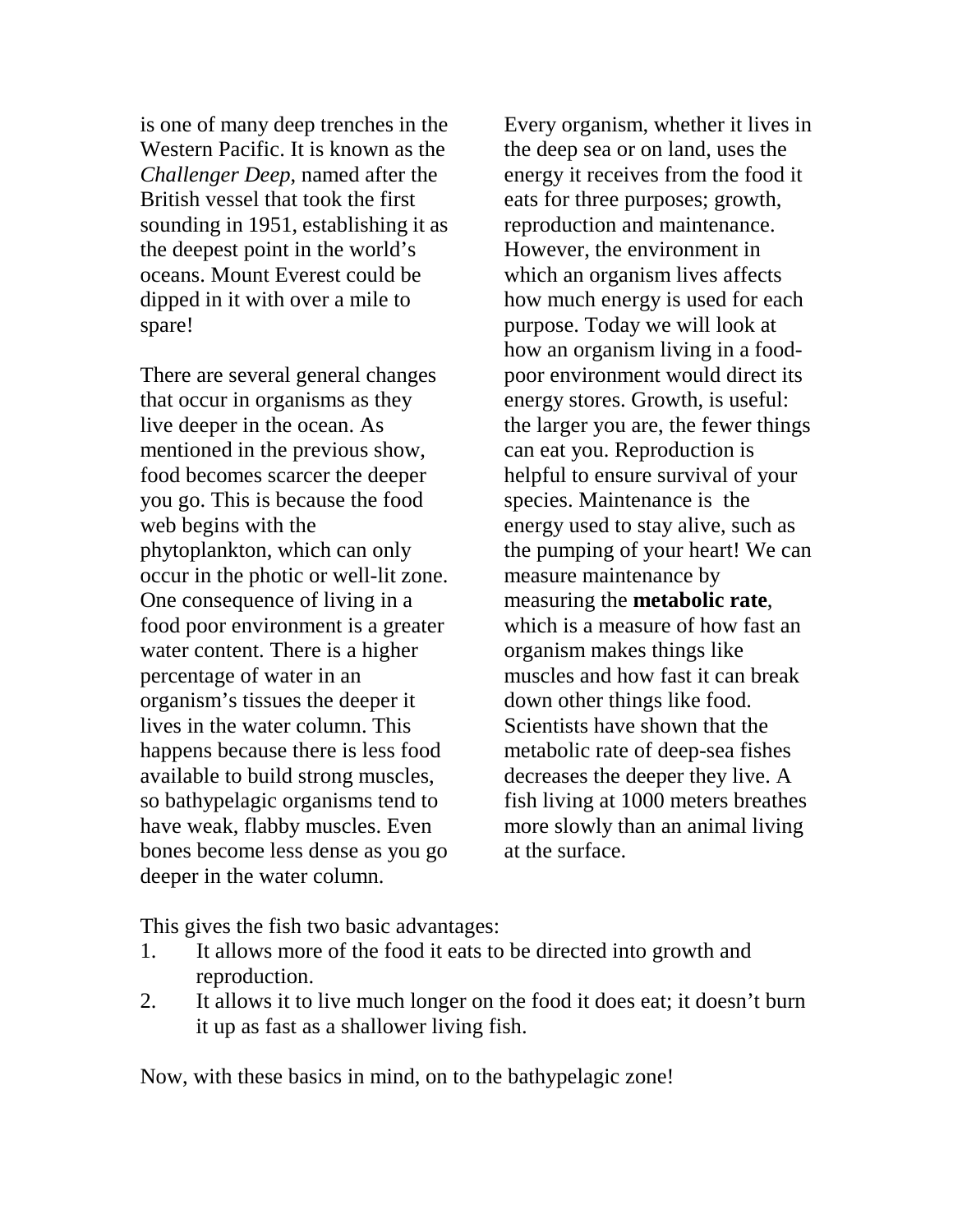is one of many deep trenches in the Western Pacific. It is known as the *Challenger Deep*, named after the British vessel that took the first sounding in 1951, establishing it as the deepest point in the world's oceans. Mount Everest could be dipped in it with over a mile to spare!

There are several general changes that occur in organisms as they live deeper in the ocean. As mentioned in the previous show, food becomes scarcer the deeper you go. This is because the food web begins with the phytoplankton, which can only occur in the photic or well-lit zone. One consequence of living in a food poor environment is a greater water content. There is a higher percentage of water in an organism's tissues the deeper it lives in the water column. This happens because there is less food available to build strong muscles, so bathypelagic organisms tend to have weak, flabby muscles. Even bones become less dense as you go deeper in the water column.

Every organism, whether it lives in the deep sea or on land, uses the energy it receives from the food it eats for three purposes; growth, reproduction and maintenance. However, the environment in which an organism lives affects how much energy is used for each purpose. Today we will look at how an organism living in a food-poor environment would direct its energy stores. Growth, is useful: the larger you are, the fewer things can eat you. Reproduction is helpful to ensure survival of your species. Maintenance is the energy used to stay alive, such as the pumping of your heart! We can measure maintenance by measuring the **metabolic rate**, which is a measure of how fast an organism makes things like muscles and how fast it can break down other things like food. Scientists have shown that the metabolic rate of deep-sea fishes decreases the deeper they live. A fish living at 1000 meters breathes more slowly than an animal living at the surface.

This gives the fish two basic advantages:

1. It allows more of the food it eats to be directed into growth and reproduction.
2. It allows it to live much longer on the food it does eat; it doesn't burn it up as fast as a shallower living fish.

Now, with these basics in mind, on to the bathypelagic zone!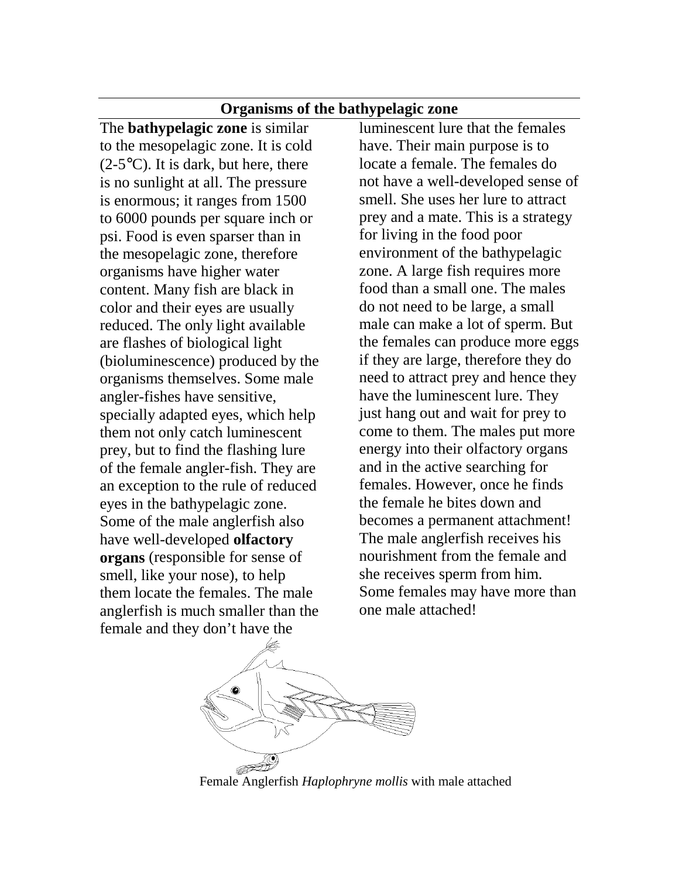## Organisms of the bathypelagic zone

The **bathypelagic zone** is similar to the mesopelagic zone. It is cold (2-5°C). It is dark, but here, there is no sunlight at all. The pressure is enormous; it ranges from 1500 to 6000 pounds per square inch or psi. Food is even sparser than in the mesopelagic zone, therefore organisms have higher water content. Many fish are black in color and their eyes are usually reduced. The only light available are flashes of biological light (bioluminescence) produced by the organisms themselves. Some male angler-fishes have sensitive, specially adapted eyes, which help them not only catch luminescent prey, but to find the flashing lure of the female angler-fish. They are an exception to the rule of reduced eyes in the bathypelagic zone. Some of the male anglerfish also have well-developed **olfactory organs** (responsible for sense of smell, like your nose), to help them locate the females. The male anglerfish is much smaller than the female and they don't have the luminescent lure that the females have. Their main purpose is to locate a female. The females do not have a well-developed sense of smell. She uses her lure to attract prey and a mate. This is a strategy for living in the food poor environment of the bathypelagic zone. A large fish requires more food than a small one. The males do not need to be large, a small male can make a lot of sperm. But the females can produce more eggs if they are large, therefore they do need to attract prey and hence they have the luminescent lure. They just hang out and wait for prey to come to them. The males put more energy into their olfactory organs and in the active searching for females. However, once he finds the female he bites down and becomes a permanent attachment! The male anglerfish receives his nourishment from the female and she receives sperm from him. Some females may have more than one male attached!

Female Anglerfish *Haplophryne mollis* with male attached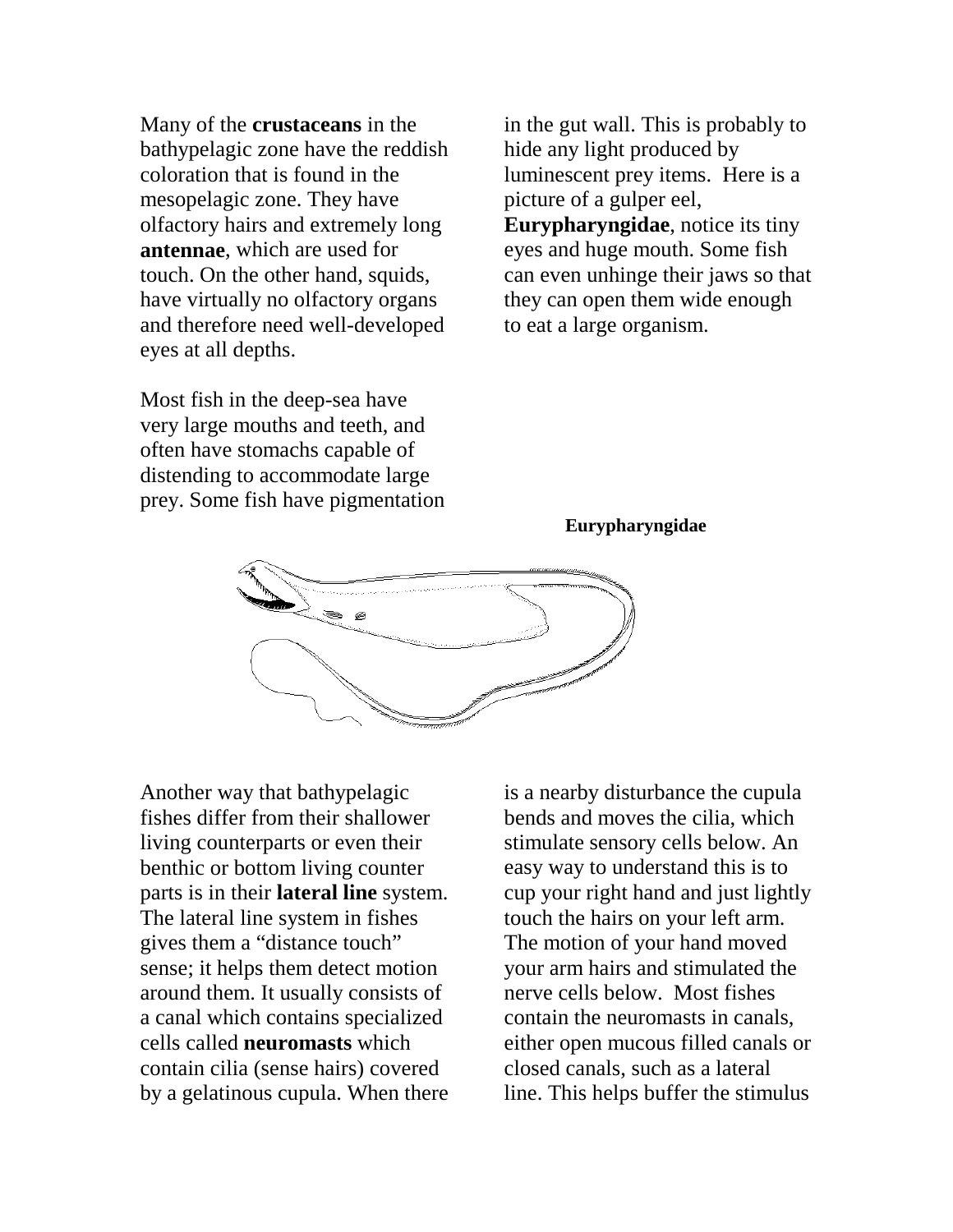Many of the **crustaceans** in the bathypelagic zone have the reddish coloration that is found in the mesopelagic zone. They have olfactory hairs and extremely long **antennae**, which are used for touch. On the other hand, squids, have virtually no olfactory organs and therefore need well-developed eyes at all depths.

Most fish in the deep-sea have very large mouths and teeth, and often have stomachs capable of distending to accommodate large prey. Some fish have pigmentation in the gut wall. This is probably to hide any light produced by luminescent prey items. Here is a picture of a gulper eel, **Eurypharyngidae**, notice its tiny eyes and huge mouth. Some fish can even unhinge their jaws so that they can open them wide enough to eat a large organism.

**Eurypharyngidae**

Another way that bathypelagic fishes differ from their shallower living counterparts or even their benthic or bottom living counter parts is in their **lateral line** system. The lateral line system in fishes gives them a “distance touch” sense; it helps them detect motion around them. It usually consists of a canal which contains specialized cells called **neuromasts** which contain cilia (sense hairs) covered by a gelatinous cupula. When there is a nearby disturbance the cupula bends and moves the cilia, which stimulate sensory cells below. An easy way to understand this is to cup your right hand and just lightly touch the hairs on your left arm. The motion of your hand moved your arm hairs and stimulated the nerve cells below. Most fishes contain the neuromasts in canals, either open mucous filled canals or closed canals, such as a lateral line. This helps buffer the stimulus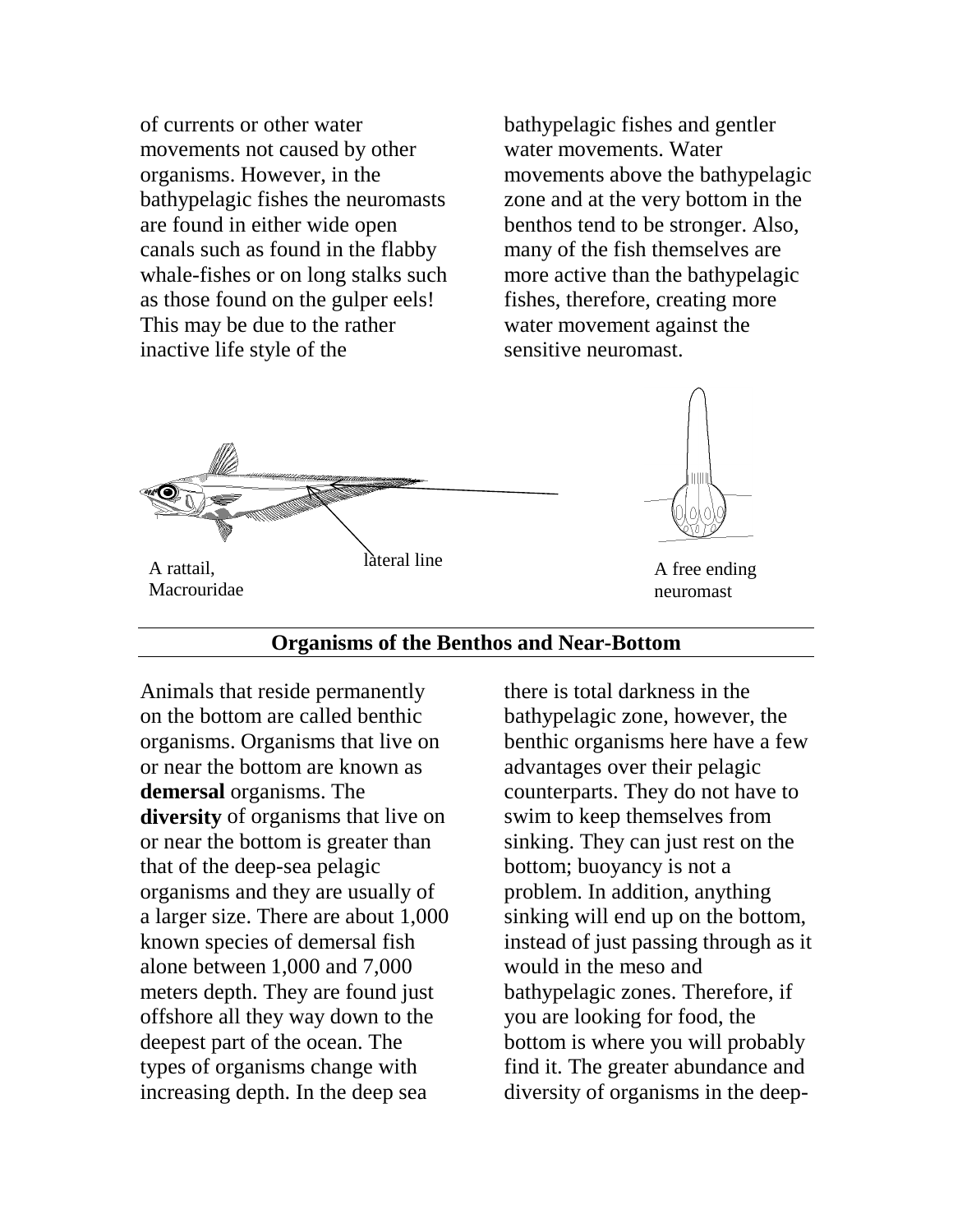of currents or other water movements not caused by other organisms. However, in the bathypelagic fishes the neuromasts are found in either wide open canals such as found in the flabby whale-fishes or on long stalks such as those found on the gulper eels! This may be due to the rather inactive life style of the bathypelagic fishes and gentler water movements. Water movements above the bathypelagic zone and at the very bottom in the benthos tend to be stronger. Also, many of the fish themselves are more active than the bathypelagic fishes, therefore, creating more water movement against the sensitive neuromast.

lateral line

A rattail, Macrouridae

A free ending neuromast

## Organisms of the Benthos and Near-Bottom

Animals that reside permanently on the bottom are called benthic organisms. Organisms that live on or near the bottom are known as **demersal** organisms. The **diversity** of organisms that live on or near the bottom is greater than that of the deep-sea pelagic organisms and they are usually of a larger size. There are about 1,000 known species of demersal fish alone between 1,000 and 7,000 meters depth. They are found just offshore all they way down to the deepest part of the ocean. The types of organisms change with increasing depth. In the deep sea there is total darkness in the bathypelagic zone, however, the benthic organisms here have a few advantages over their pelagic counterparts. They do not have to swim to keep themselves from sinking. They can just rest on the bottom; buoyancy is not a problem. In addition, anything sinking will end up on the bottom, instead of just passing through as it would in the meso and bathypelagic zones. Therefore, if you are looking for food, the bottom is where you will probably find it. The greater abundance and diversity of organisms in the deep-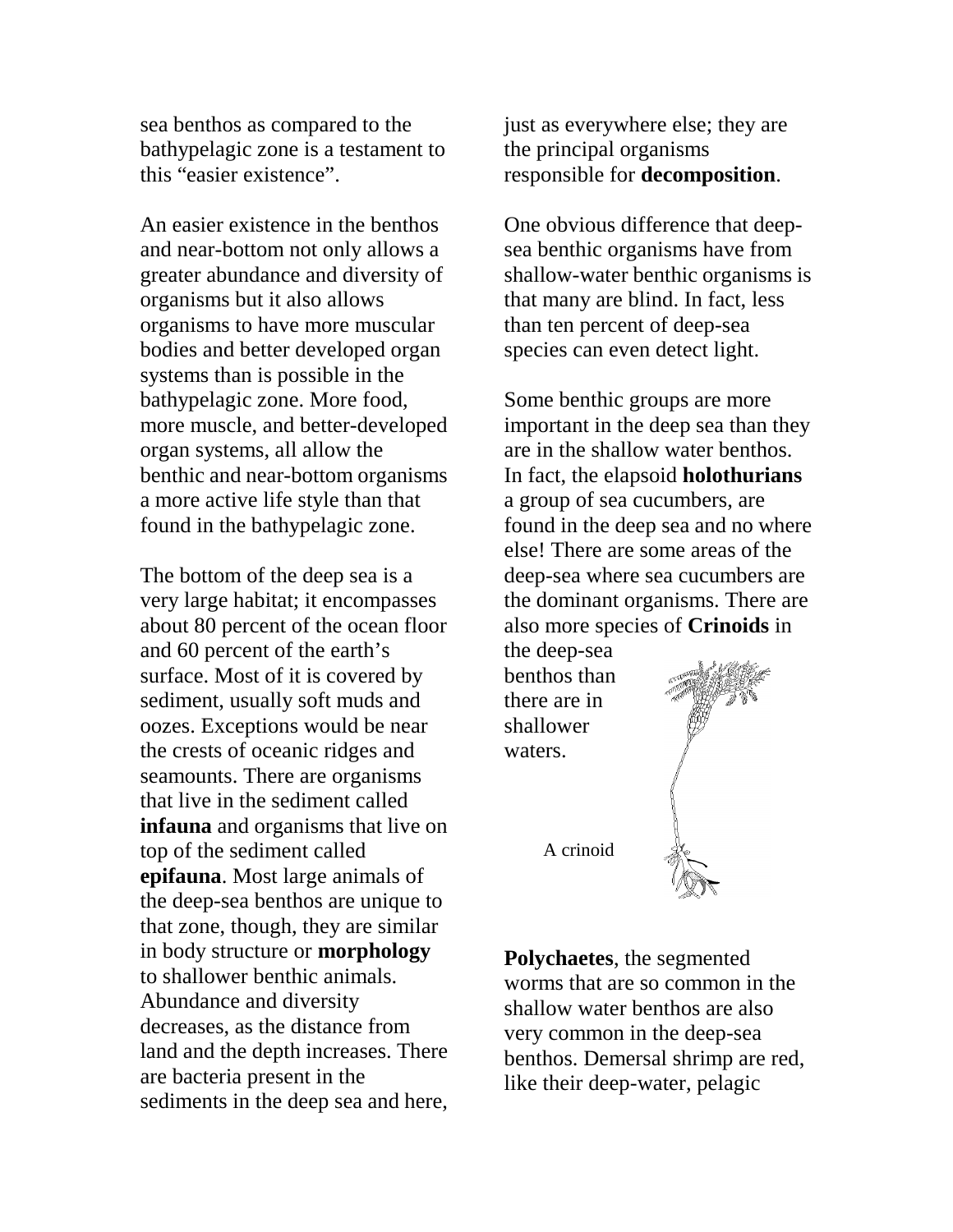sea benthos as compared to the bathypelagic zone is a testament to this "easier existence".

An easier existence in the benthos and near-bottom not only allows a greater abundance and diversity of organisms but it also allows organisms to have more muscular bodies and better developed organ systems than is possible in the bathypelagic zone. More food, more muscle, and better-developed organ systems, all allow the benthic and near-bottom organisms a more active life style than that found in the bathypelagic zone.

The bottom of the deep sea is a very large habitat; it encompasses about 80 percent of the ocean floor and 60 percent of the earth's surface. Most of it is covered by sediment, usually soft muds and oozes. Exceptions would be near the crests of oceanic ridges and seamounts. There are organisms that live in the sediment called **infauna** and organisms that live on top of the sediment called **epifauna**. Most large animals of the deep-sea benthos are unique to that zone, though, they are similar in body structure or **morphology** to shallower benthic animals. Abundance and diversity decreases, as the distance from land and the depth increases. There are bacteria present in the sediments in the deep sea and here, just as everywhere else; they are the principal organisms responsible for **decomposition**.

One obvious difference that deep-sea benthic organisms have from shallow-water benthic organisms is that many are blind. In fact, less than ten percent of deep-sea species can even detect light.

Some benthic groups are more important in the deep sea than they are in the shallow water benthos. In fact, the elapsoid **holothurians** a group of sea cucumbers, are found in the deep sea and no where else! There are some areas of the deep-sea where sea cucumbers are the dominant organisms. There are also more species of **Crinoids** in the deep-sea benthos than there are in shallower waters.

A crinoid

**Polychaetes**, the segmented worms that are so common in the shallow water benthos are also very common in the deep-sea benthos. Demersal shrimp are red, like their deep-water, pelagic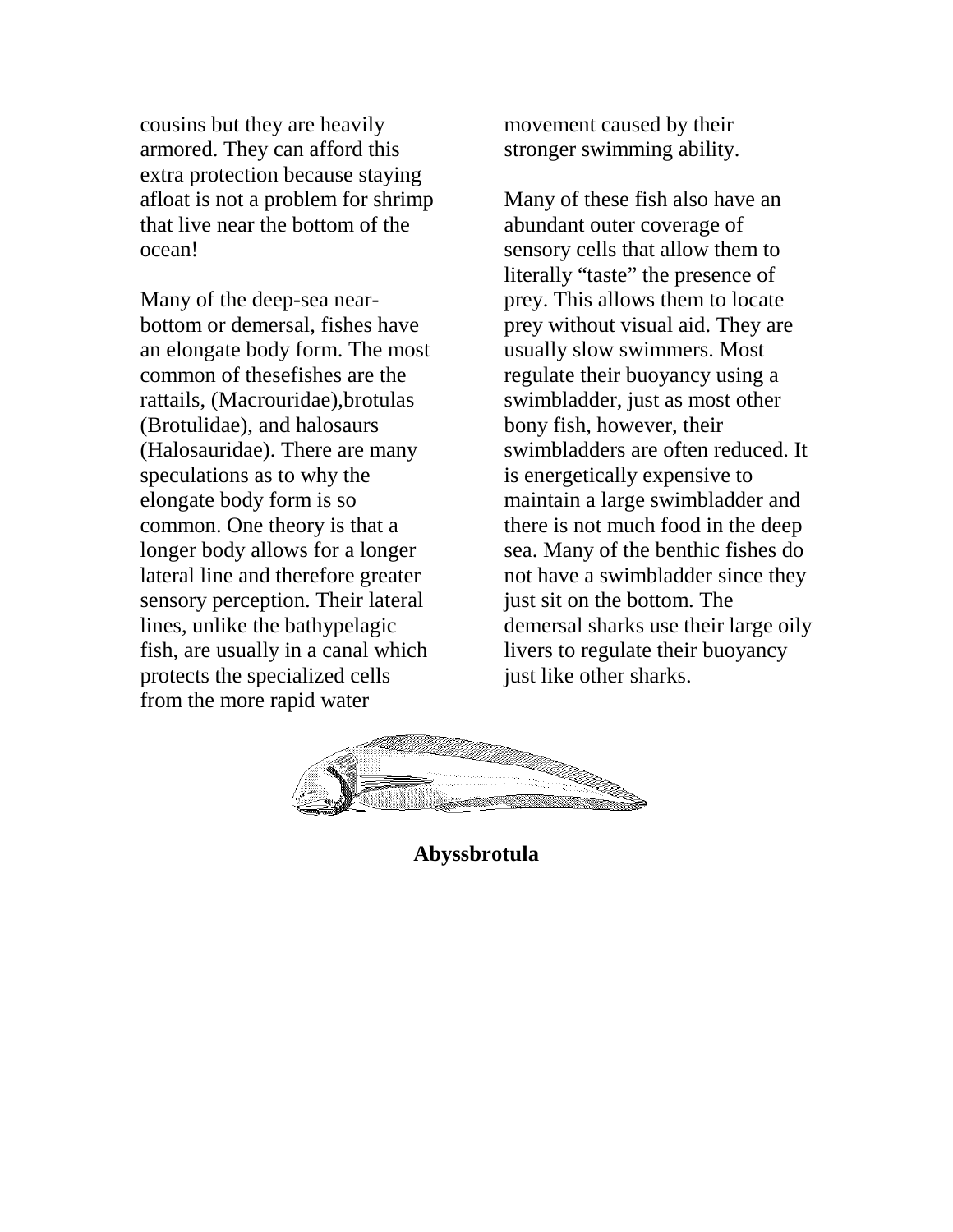cousins but they are heavily armored. They can afford this extra protection because staying afloat is not a problem for shrimp that live near the bottom of the ocean!

Many of the deep-sea near-bottom or demersal, fishes have an elongate body form. The most common of thesefishes are the rattails, (Macrouridae),brotulas (Brotulidae), and halosaurs (Halosauridae). There are many speculations as to why the elongate body form is so common. One theory is that a longer body allows for a longer lateral line and therefore greater sensory perception. Their lateral lines, unlike the bathypelagic fish, are usually in a canal which protects the specialized cells from the more rapid water movement caused by their stronger swimming ability.

Many of these fish also have an abundant outer coverage of sensory cells that allow them to literally “taste” the presence of prey. This allows them to locate prey without visual aid. They are usually slow swimmers. Most regulate their buoyancy using a swimbladder, just as most other bony fish, however, their swimbladders are often reduced. It is energetically expensive to maintain a large swimbladder and there is not much food in the deep sea. Many of the benthic fishes do not have a swimbladder since they just sit on the bottom. The demersal sharks use their large oily livers to regulate their buoyancy just like other sharks.

**Abyssbrotula**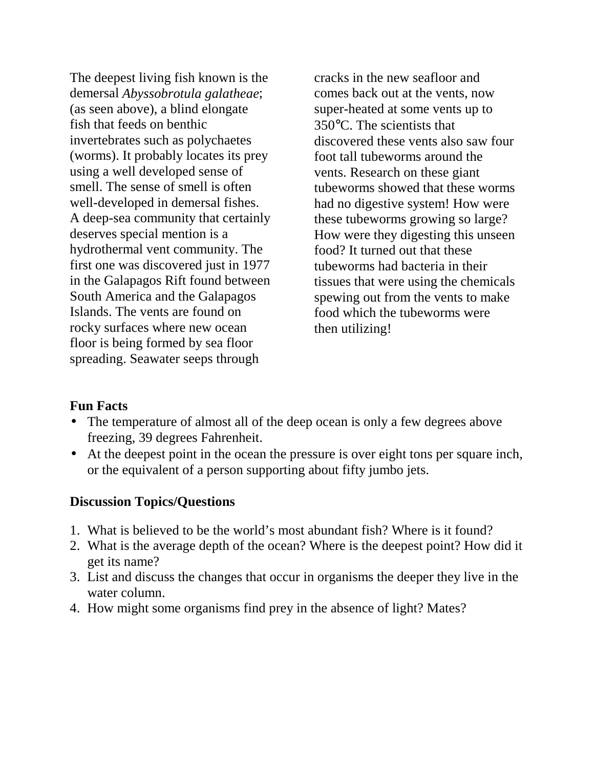The deepest living fish known is the demersal *Abyssobrotula galatheae*; (as seen above), a blind elongate fish that feeds on benthic invertebrates such as polychaetes (worms). It probably locates its prey using a well developed sense of smell. The sense of smell is often well-developed in demersal fishes. A deep-sea community that certainly deserves special mention is a hydrothermal vent community. The first one was discovered just in 1977 in the Galapagos Rift found between South America and the Galapagos Islands. The vents are found on rocky surfaces where new ocean floor is being formed by sea floor spreading. Seawater seeps through cracks in the new seafloor and comes back out at the vents, now super-heated at some vents up to 350°C. The scientists that discovered these vents also saw four foot tall tubeworms around the vents. Research on these giant tubeworms showed that these worms had no digestive system! How were these tubeworms growing so large? How were they digesting this unseen food? It turned out that these tubeworms had bacteria in their tissues that were using the chemicals spewing out from the vents to make food which the tubeworms were then utilizing!

**Fun Facts**

- The temperature of almost all of the deep ocean is only a few degrees above freezing, 39 degrees Fahrenheit.
- At the deepest point in the ocean the pressure is over eight tons per square inch, or the equivalent of a person supporting about fifty jumbo jets.

**Discussion Topics/Questions**

1. What is believed to be the world's most abundant fish? Where is it found?
2. What is the average depth of the ocean? Where is the deepest point? How did it get its name?
3. List and discuss the changes that occur in organisms the deeper they live in the water column.
4. How might some organisms find prey in the absence of light? Mates?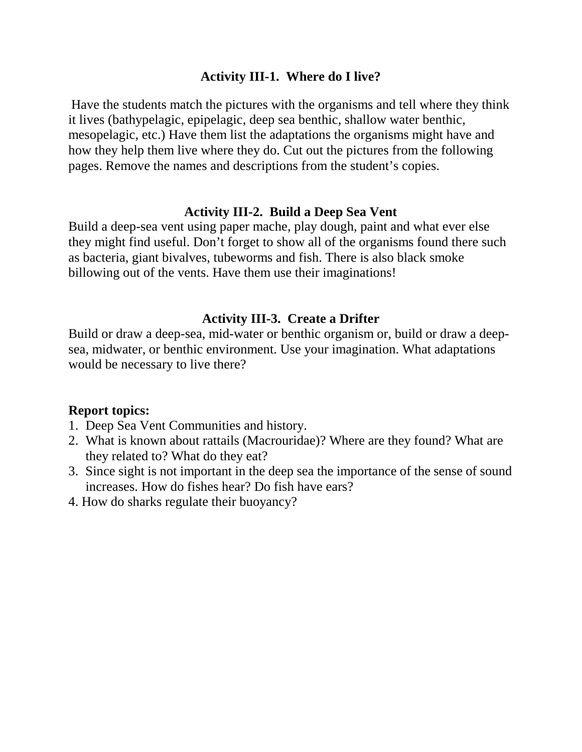### Activity III-1. Where do I live?

Have the students match the pictures with the organisms and tell where they think it lives (bathypelagic, epipelagic, deep sea benthic, shallow water benthic, mesopelagic, etc.) Have them list the adaptations the organisms might have and how they help them live where they do. Cut out the pictures from the following pages. Remove the names and descriptions from the student's copies.

### Activity III-2. Build a Deep Sea Vent

Build a deep-sea vent using paper mache, play dough, paint and what ever else they might find useful. Don't forget to show all of the organisms found there such as bacteria, giant bivalves, tubeworms and fish. There is also black smoke billowing out of the vents. Have them use their imaginations!

### Activity III-3. Create a Drifter

Build or draw a deep-sea, mid-water or benthic organism or, build or draw a deep-sea, midwater, or benthic environment. Use your imagination. What adaptations would be necessary to live there?

**Report topics:**

1. Deep Sea Vent Communities and history.
2. What is known about rattails (Macrouridae)? Where are they found? What are they related to? What do they eat?
3. Since sight is not important in the deep sea the importance of the sense of sound increases. How do fishes hear? Do fish have ears?
4. How do sharks regulate their buoyancy?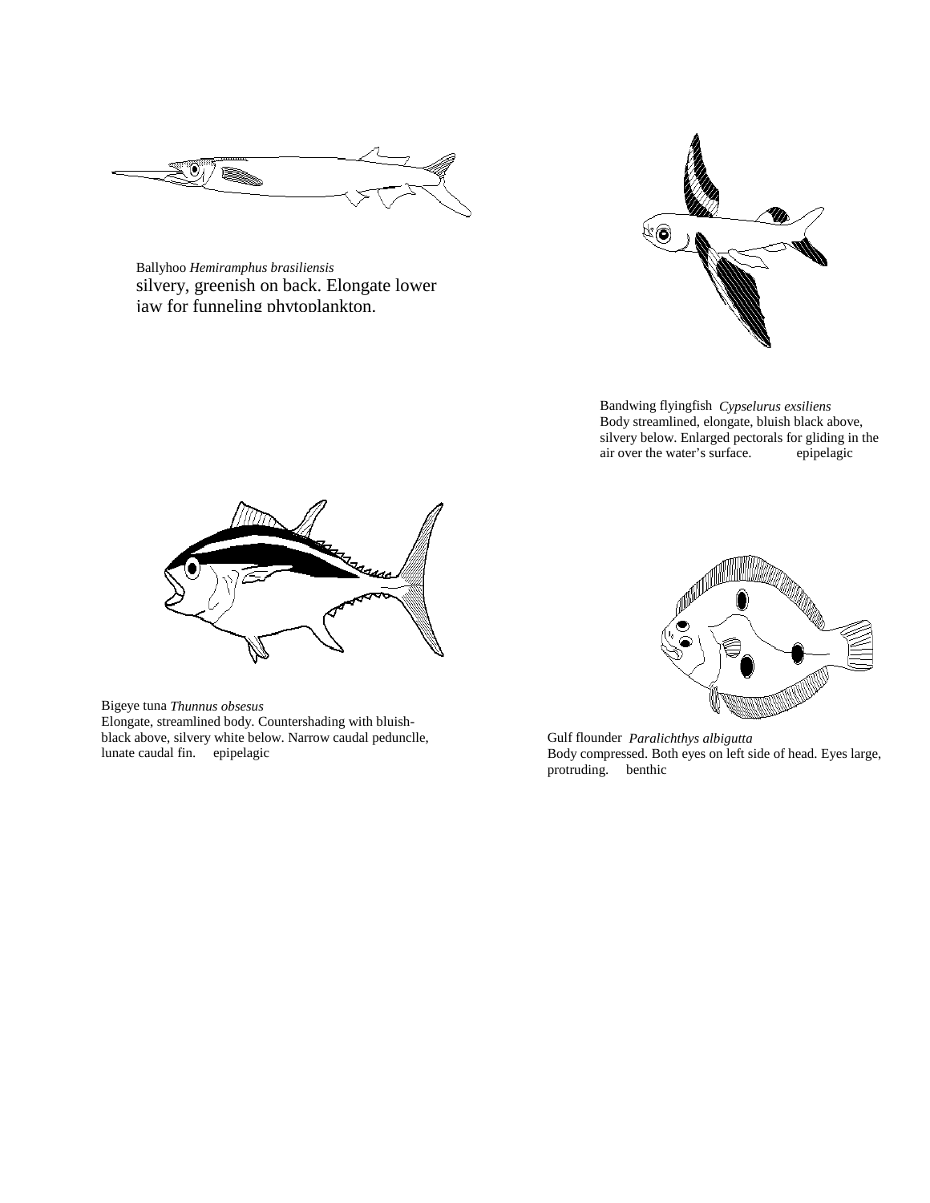Ballyhoo *Hemiramphus brasiliensis*
silvery, greenish on back. Elongate lower jaw for funneling phytoplankton.

Bandwing flyingfish *Cypselurus exsiliens*
Body streamlined, elongate, bluish black above, silvery below. Enlarged pectorals for gliding in the air over the water's surface. epipelagic

Bigeye tuna *Thunnus obsesus*
Elongate, streamlined body. Countershading with bluish-black above, silvery white below. Narrow caudal peduncle, lunate caudal fin. epipelagic

Gulf flounder *Paralichthys albigutta*
Body compressed. Both eyes on left side of head. Eyes large, protruding. benthic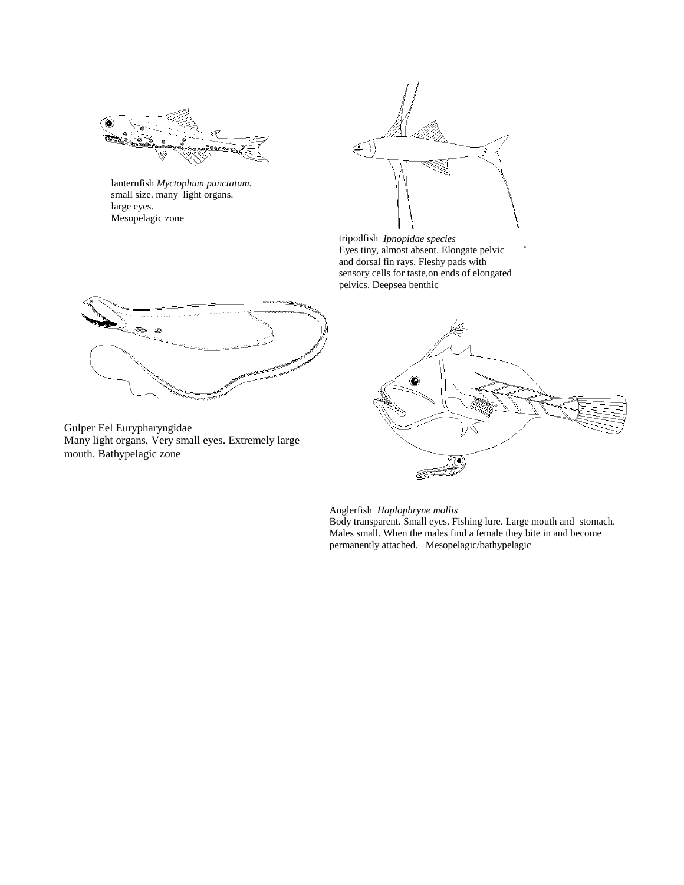lanternfish *Myctophum punctatum.*
small size. many light organs.
large eyes.
Mesopelagic zone

tripodfish *Ipnopidae species*
Eyes tiny, almost absent. Elongate pelvic and dorsal fin rays. Fleshy pads with sensory cells for taste,on ends of elongated pelvics. Deepsea benthic

Gulper Eel Eurypharyngidae
Many light organs. Very small eyes. Extremely large mouth. Bathypelagic zone

Anglerfish *Haplophryne mollis*
Body transparent. Small eyes. Fishing lure. Large mouth and stomach. Males small. When the males find a female they bite in and become permanently attached. Mesopelagic/bathypelagic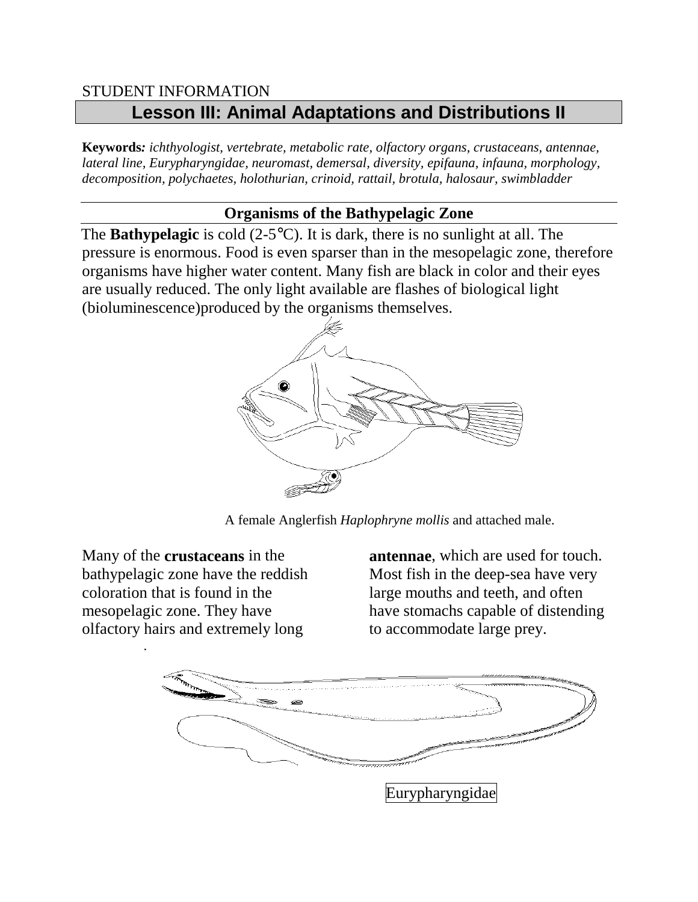STUDENT INFORMATION

# Lesson III: Animal Adaptations and Distributions II

**Keywords***:* *ichthyologist, vertebrate, metabolic rate, olfactory organs, crustaceans, antennae, lateral line, Eurypharyngidae, neuromast, demersal, diversity, epifauna, infauna, morphology, decomposition, polychaetes, holothurian, crinoid, rattail, brotula, halosaur, swimbladder*

## Organisms of the Bathypelagic Zone

The **Bathypelagic** is cold (2-5°C). It is dark, there is no sunlight at all. The pressure is enormous. Food is even sparser than in the mesopelagic zone, therefore organisms have higher water content. Many fish are black in color and their eyes are usually reduced. The only light available are flashes of biological light (bioluminescence)produced by the organisms themselves.

A female Anglerfish *Haplophryne mollis* and attached male.

Many of the **crustaceans** in the bathypelagic zone have the reddish coloration that is found in the mesopelagic zone. They have olfactory hairs and extremely long **antennae**, which are used for touch. Most fish in the deep-sea have very large mouths and teeth, and often have stomachs capable of distending to accommodate large prey.

Eurypharyngidae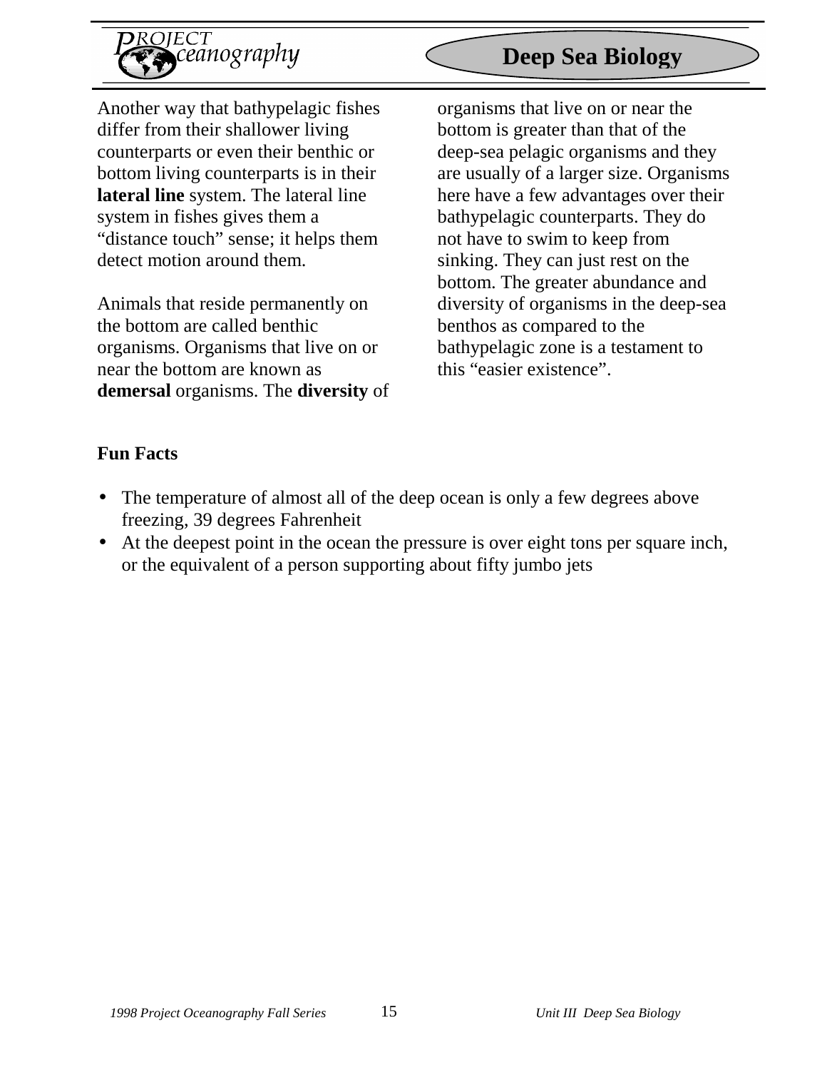Another way that bathypelagic fishes differ from their shallower living counterparts or even their benthic or bottom living counterparts is in their **lateral line** system. The lateral line system in fishes gives them a "distance touch" sense; it helps them detect motion around them.

Animals that reside permanently on the bottom are called benthic organisms. Organisms that live on or near the bottom are known as **demersal** organisms. The **diversity** of organisms that live on or near the bottom is greater than that of the deep-sea pelagic organisms and they are usually of a larger size. Organisms here have a few advantages over their bathypelagic counterparts. They do not have to swim to keep from sinking. They can just rest on the bottom. The greater abundance and diversity of organisms in the deep-sea benthos as compared to the bathypelagic zone is a testament to this "easier existence".

**Fun Facts**

- The temperature of almost all of the deep ocean is only a few degrees above freezing, 39 degrees Fahrenheit
- At the deepest point in the ocean the pressure is over eight tons per square inch, or the equivalent of a person supporting about fifty jumbo jets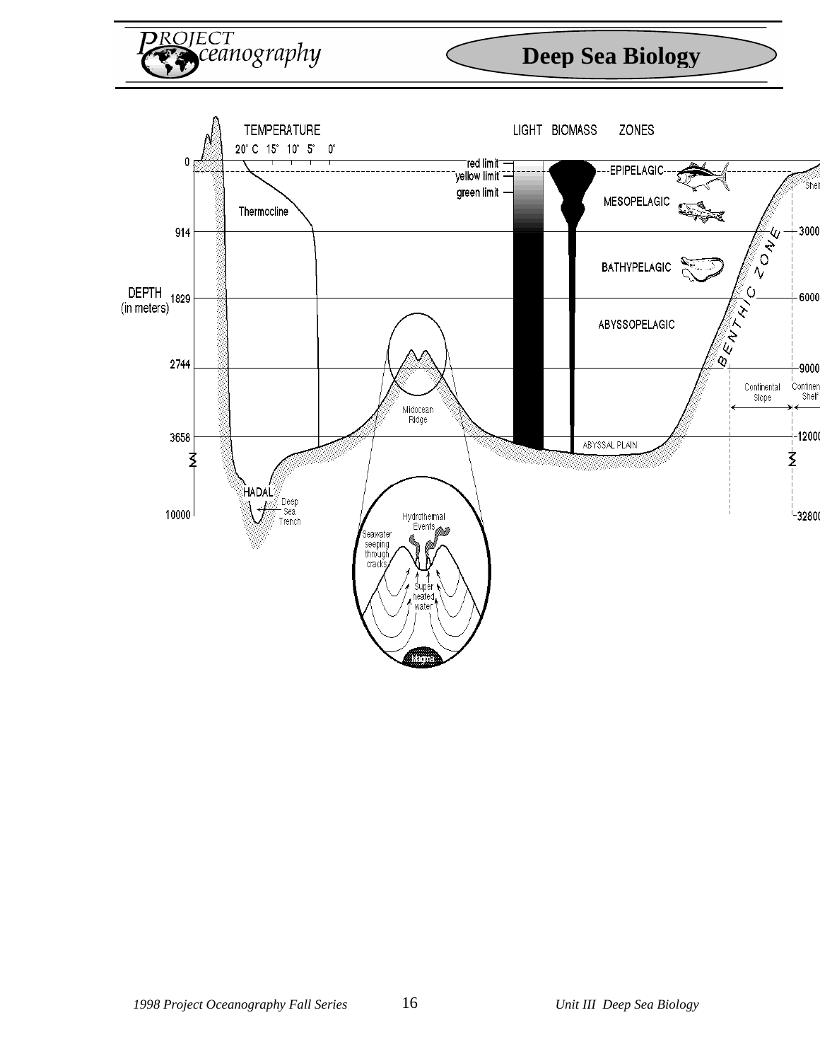TEMPERATURE

20° C 15° 10° 5° 0°

LIGHT BIOMASS ZONES

0

red limit
yellow limit
green limit

EPIPELAGIC

MESOPELAGIC

Shelf

Thermocline

914

3000

BATHYPELAGIC

BENTHIC ZONE

DEPTH (in meters)

1829

6000

ABYSSOPELAGIC

2744

9000

Continental Slope

Continental Shelf

Midocean Ridge

3658

12000

ABYSSAL PLAIN

HADAL

Deep Sea Trench

10000

32800

Hydrothermal Events

Seawater seeping through cracks

Super heated water

Magma